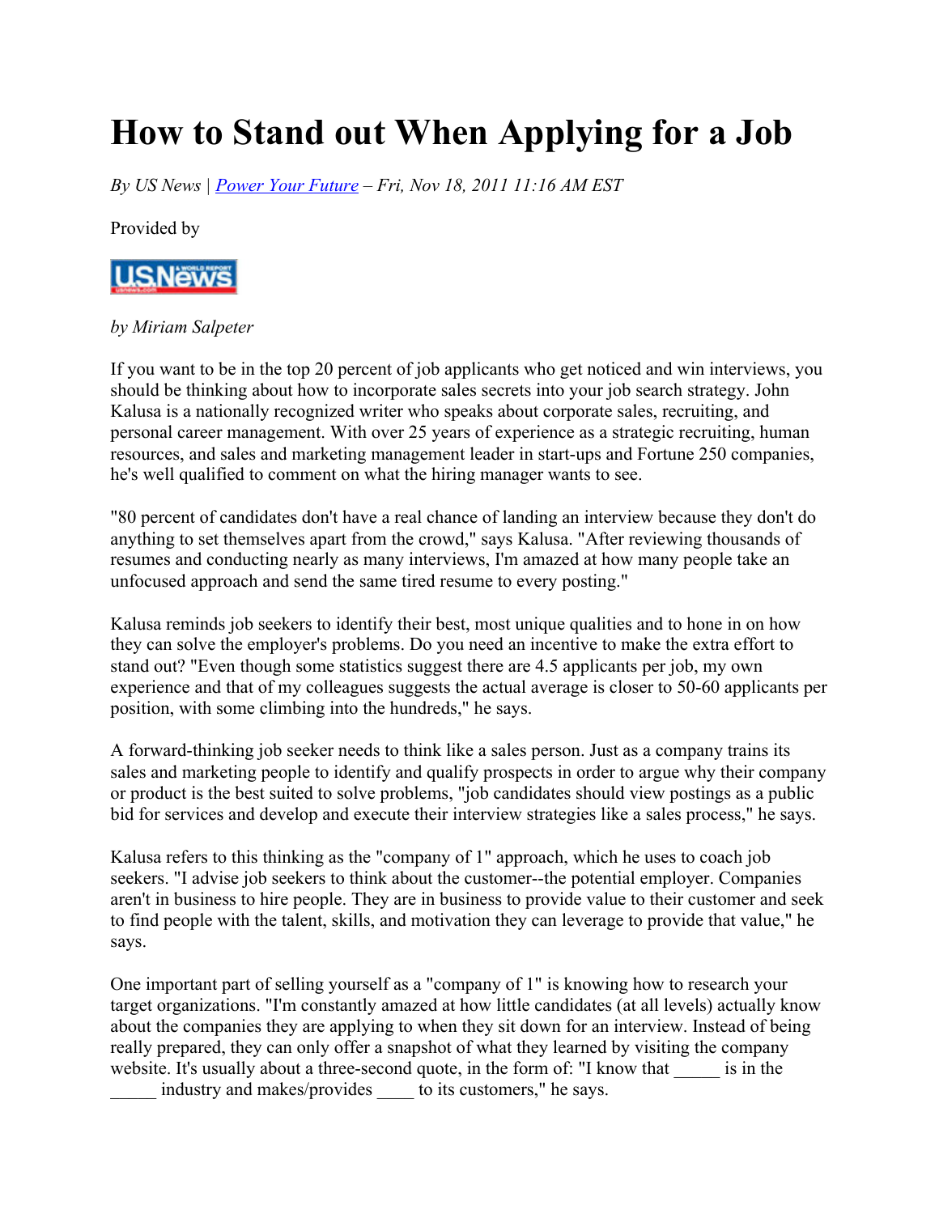# How to Stand out When Applying for a Job

*By US News | Power Your Future – Fri, Nov 18, 2011 11:16 AM EST*

Provided by

*by Miriam Salpeter*

If you want to be in the top 20 percent of job applicants who get noticed and win interviews, you should be thinking about how to incorporate sales secrets into your job search strategy. John Kalusa is a nationally recognized writer who speaks about corporate sales, recruiting, and personal career management. With over 25 years of experience as a strategic recruiting, human resources, and sales and marketing management leader in start-ups and Fortune 250 companies, he's well qualified to comment on what the hiring manager wants to see.

"80 percent of candidates don't have a real chance of landing an interview because they don't do anything to set themselves apart from the crowd," says Kalusa. "After reviewing thousands of resumes and conducting nearly as many interviews, I'm amazed at how many people take an unfocused approach and send the same tired resume to every posting."

Kalusa reminds job seekers to identify their best, most unique qualities and to hone in on how they can solve the employer's problems. Do you need an incentive to make the extra effort to stand out? "Even though some statistics suggest there are 4.5 applicants per job, my own experience and that of my colleagues suggests the actual average is closer to 50-60 applicants per position, with some climbing into the hundreds," he says.

A forward-thinking job seeker needs to think like a sales person. Just as a company trains its sales and marketing people to identify and qualify prospects in order to argue why their company or product is the best suited to solve problems, "job candidates should view postings as a public bid for services and develop and execute their interview strategies like a sales process," he says.

Kalusa refers to this thinking as the "company of 1" approach, which he uses to coach job seekers. "I advise job seekers to think about the customer--the potential employer. Companies aren't in business to hire people. They are in business to provide value to their customer and seek to find people with the talent, skills, and motivation they can leverage to provide that value," he says.

One important part of selling yourself as a "company of 1" is knowing how to research your target organizations. "I'm constantly amazed at how little candidates (at all levels) actually know about the companies they are applying to when they sit down for an interview. Instead of being really prepared, they can only offer a snapshot of what they learned by visiting the company website. It's usually about a three-second quote, in the form of: "I know that _____ is in the _____ industry and makes/provides ____ to its customers," he says.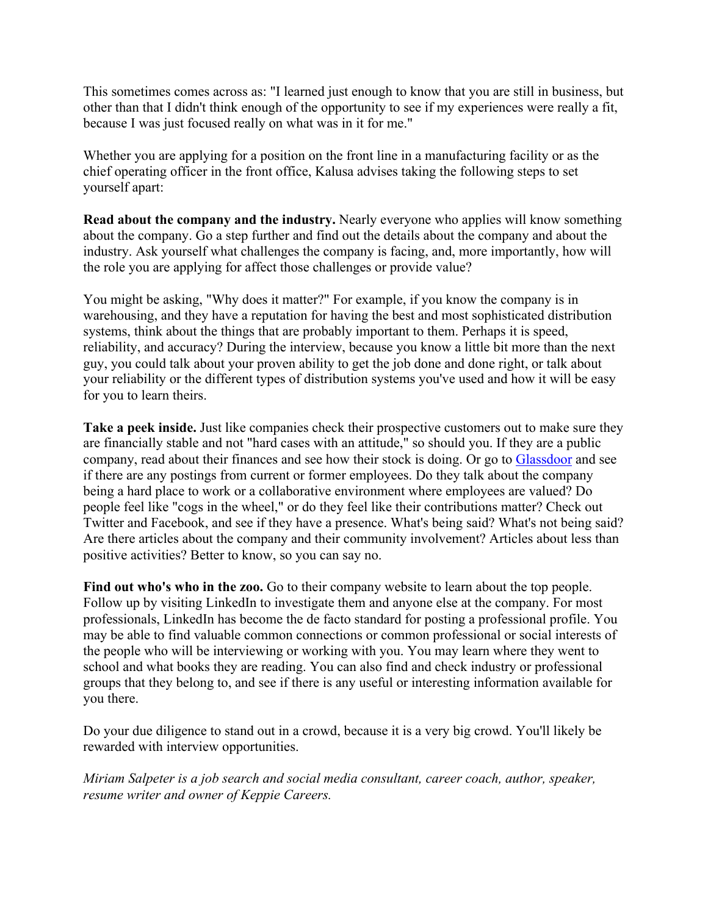This sometimes comes across as: "I learned just enough to know that you are still in business, but other than that I didn't think enough of the opportunity to see if my experiences were really a fit, because I was just focused really on what was in it for me."

Whether you are applying for a position on the front line in a manufacturing facility or as the chief operating officer in the front office, Kalusa advises taking the following steps to set yourself apart:

**Read about the company and the industry.** Nearly everyone who applies will know something about the company. Go a step further and find out the details about the company and about the industry. Ask yourself what challenges the company is facing, and, more importantly, how will the role you are applying for affect those challenges or provide value?

You might be asking, "Why does it matter?" For example, if you know the company is in warehousing, and they have a reputation for having the best and most sophisticated distribution systems, think about the things that are probably important to them. Perhaps it is speed, reliability, and accuracy? During the interview, because you know a little bit more than the next guy, you could talk about your proven ability to get the job done and done right, or talk about your reliability or the different types of distribution systems you've used and how it will be easy for you to learn theirs.

**Take a peek inside.** Just like companies check their prospective customers out to make sure they are financially stable and not "hard cases with an attitude," so should you. If they are a public company, read about their finances and see how their stock is doing. Or go to Glassdoor and see if there are any postings from current or former employees. Do they talk about the company being a hard place to work or a collaborative environment where employees are valued? Do people feel like "cogs in the wheel," or do they feel like their contributions matter? Check out Twitter and Facebook, and see if they have a presence. What's being said? What's not being said? Are there articles about the company and their community involvement? Articles about less than positive activities? Better to know, so you can say no.

**Find out who's who in the zoo.** Go to their company website to learn about the top people. Follow up by visiting LinkedIn to investigate them and anyone else at the company. For most professionals, LinkedIn has become the de facto standard for posting a professional profile. You may be able to find valuable common connections or common professional or social interests of the people who will be interviewing or working with you. You may learn where they went to school and what books they are reading. You can also find and check industry or professional groups that they belong to, and see if there is any useful or interesting information available for you there.

Do your due diligence to stand out in a crowd, because it is a very big crowd. You'll likely be rewarded with interview opportunities.

*Miriam Salpeter is a job search and social media consultant, career coach, author, speaker, resume writer and owner of Keppie Careers.*